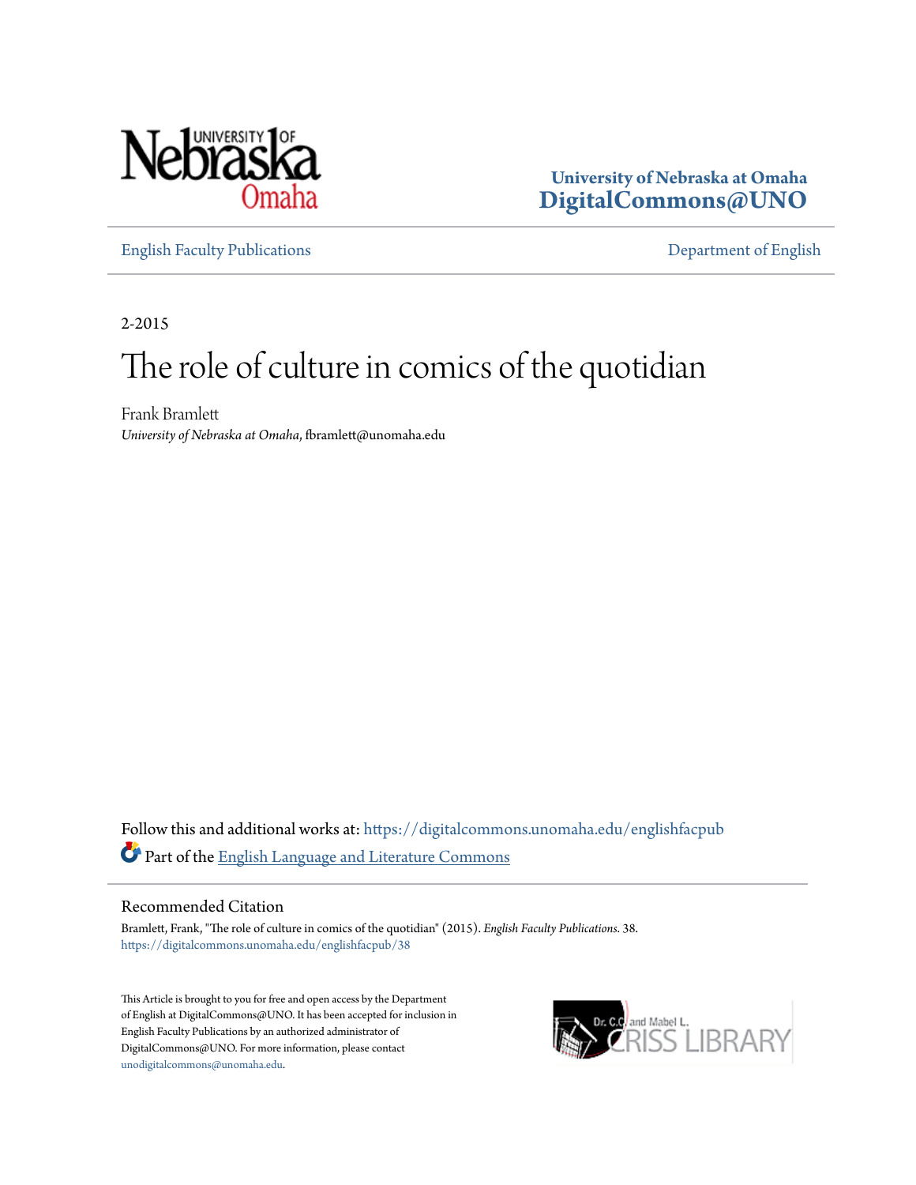University of Nebraska at Omaha
DigitalCommons@UNO

English Faculty Publications | Department of English

2-2015

# The role of culture in comics of the quotidian

Frank Bramlett
*University of Nebraska at Omaha*, fbramlett@unomaha.edu

Follow this and additional works at: https://digitalcommons.unomaha.edu/englishfacpub

Part of the English Language and Literature Commons

## Recommended Citation

Bramlett, Frank, "The role of culture in comics of the quotidian" (2015). *English Faculty Publications*. 38.
https://digitalcommons.unomaha.edu/englishfacpub/38

This Article is brought to you for free and open access by the Department of English at DigitalCommons@UNO. It has been accepted for inclusion in English Faculty Publications by an authorized administrator of DigitalCommons@UNO. For more information, please contact unodigitalcommons@unomaha.edu.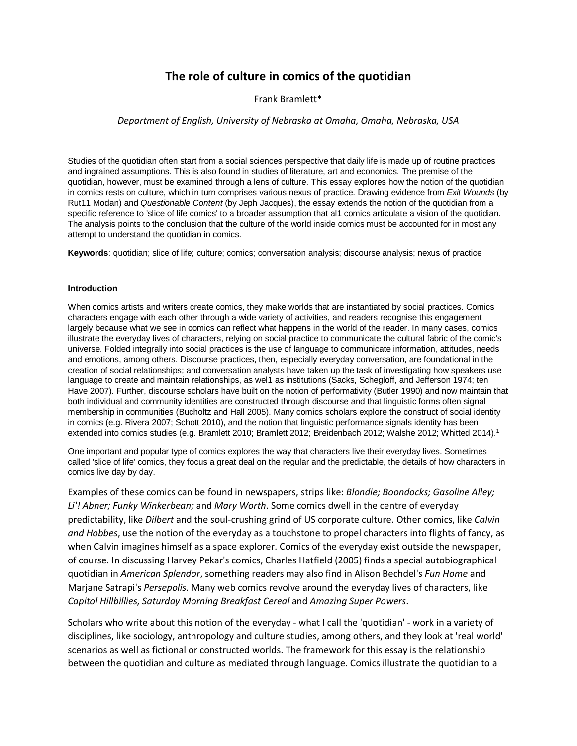# The role of culture in comics of the quotidian

Frank Bramlett*

*Department of English, University of Nebraska at Omaha, Omaha, Nebraska, USA*

Studies of the quotidian often start from a social sciences perspective that daily life is made up of routine practices and ingrained assumptions. This is also found in studies of literature, art and economics. The premise of the quotidian, however, must be examined through a lens of culture. This essay explores how the notion of the quotidian in comics rests on culture, which in turn comprises various nexus of practice. Drawing evidence from *Exit Wounds* (by Rut11 Modan) and *Questionable Content* (by Jeph Jacques), the essay extends the notion of the quotidian from a specific reference to 'slice of life comics' to a broader assumption that al1 comics articulate a vision of the quotidian. The analysis points to the conclusion that the culture of the world inside comics must be accounted for in most any attempt to understand the quotidian in comics.

**Keywords**: quotidian; slice of life; culture; comics; conversation analysis; discourse analysis; nexus of practice

#### Introduction

When comics artists and writers create comics, they make worlds that are instantiated by social practices. Comics characters engage with each other through a wide variety of activities, and readers recognise this engagement largely because what we see in comics can reflect what happens in the world of the reader. In many cases, comics illustrate the everyday lives of characters, relying on social practice to communicate the cultural fabric of the comic's universe. Folded integrally into social practices is the use of language to communicate information, attitudes, needs and emotions, among others. Discourse practices, then, especially everyday conversation, are foundational in the creation of social relationships; and conversation analysts have taken up the task of investigating how speakers use language to create and maintain relationships, as wel1 as institutions (Sacks, Schegloff, and Jefferson 1974; ten Have 2007). Further, discourse scholars have built on the notion of performativity (Butler 1990) and now maintain that both individual and community identities are constructed through discourse and that linguistic forms often signal membership in communities (Bucholtz and Hall 2005). Many comics scholars explore the construct of social identity in comics (e.g. Rivera 2007; Schott 2010), and the notion that linguistic performance signals identity has been extended into comics studies (e.g. Bramlett 2010; Bramlett 2012; Breidenbach 2012; Walshe 2012; Whitted 2014).[1]

One important and popular type of comics explores the way that characters live their everyday lives. Sometimes called 'slice of life' comics, they focus a great deal on the regular and the predictable, the details of how characters in comics live day by day.

Examples of these comics can be found in newspapers, strips like: *Blondie; Boondocks; Gasoline Alley; Li'! Abner; Funky Winkerbean;* and *Mary Worth*. Some comics dwell in the centre of everyday predictability, like *Dilbert* and the soul-crushing grind of US corporate culture. Other comics, like *Calvin and Hobbes*, use the notion of the everyday as a touchstone to propel characters into flights of fancy, as when Calvin imagines himself as a space explorer. Comics of the everyday exist outside the newspaper, of course. In discussing Harvey Pekar's comics, Charles Hatfield (2005) finds a special autobiographical quotidian in *American Splendor*, something readers may also find in Alison Bechdel's *Fun Home* and Marjane Satrapi's *Persepolis*. Many web comics revolve around the everyday lives of characters, like *Capitol Hillbillies, Saturday Morning Breakfast Cereal* and *Amazing Super Powers*.

Scholars who write about this notion of the everyday - what I call the 'quotidian' - work in a variety of disciplines, like sociology, anthropology and culture studies, among others, and they look at 'real world' scenarios as well as fictional or constructed worlds. The framework for this essay is the relationship between the quotidian and culture as mediated through language. Comics illustrate the quotidian to a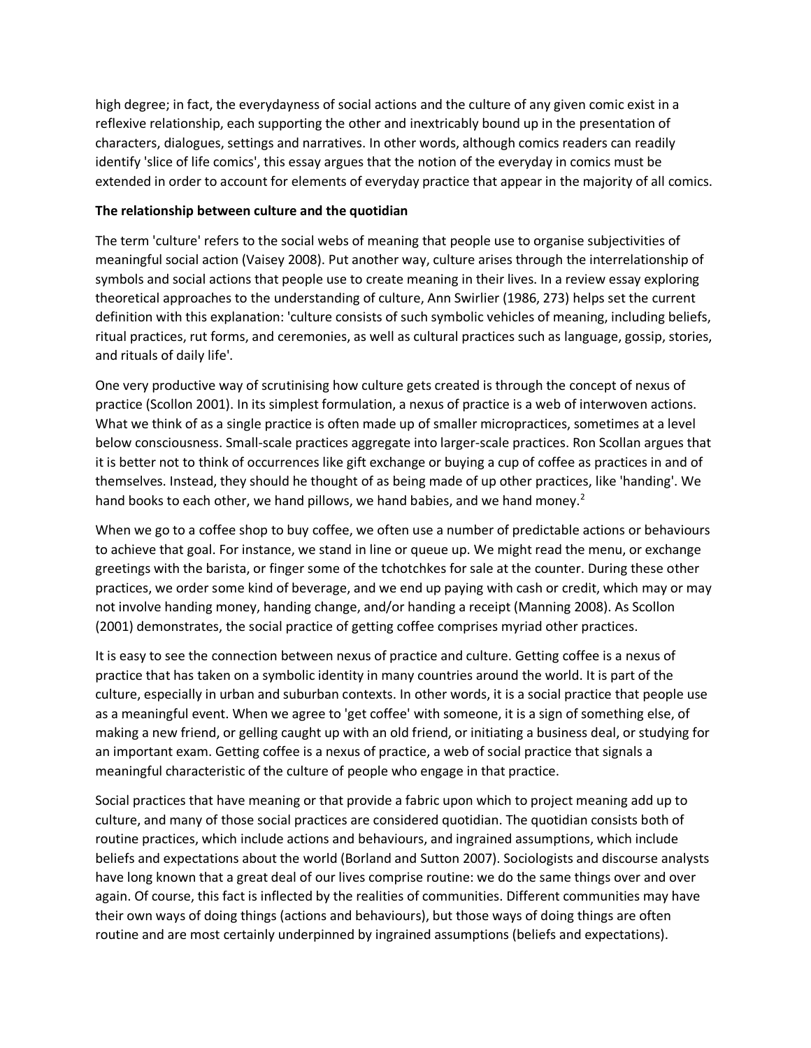high degree; in fact, the everydayness of social actions and the culture of any given comic exist in a reflexive relationship, each supporting the other and inextricably bound up in the presentation of characters, dialogues, settings and narratives. In other words, although comics readers can readily identify 'slice of life comics', this essay argues that the notion of the everyday in comics must be extended in order to account for elements of everyday practice that appear in the majority of all comics.

**The relationship between culture and the quotidian**

The term 'culture' refers to the social webs of meaning that people use to organise subjectivities of meaningful social action (Vaisey 2008). Put another way, culture arises through the interrelationship of symbols and social actions that people use to create meaning in their lives. In a review essay exploring theoretical approaches to the understanding of culture, Ann Swirlier (1986, 273) helps set the current definition with this explanation: 'culture consists of such symbolic vehicles of meaning, including beliefs, ritual practices, rut forms, and ceremonies, as well as cultural practices such as language, gossip, stories, and rituals of daily life'.

One very productive way of scrutinising how culture gets created is through the concept of nexus of practice (Scollon 2001). In its simplest formulation, a nexus of practice is a web of interwoven actions. What we think of as a single practice is often made up of smaller micropractices, sometimes at a level below consciousness. Small-scale practices aggregate into larger-scale practices. Ron Scollan argues that it is better not to think of occurrences like gift exchange or buying a cup of coffee as practices in and of themselves. Instead, they should he thought of as being made of up other practices, like 'handing'. We hand books to each other, we hand pillows, we hand babies, and we hand money.[2]

When we go to a coffee shop to buy coffee, we often use a number of predictable actions or behaviours to achieve that goal. For instance, we stand in line or queue up. We might read the menu, or exchange greetings with the barista, or finger some of the tchotchkes for sale at the counter. During these other practices, we order some kind of beverage, and we end up paying with cash or credit, which may or may not involve handing money, handing change, and/or handing a receipt (Manning 2008). As Scollon (2001) demonstrates, the social practice of getting coffee comprises myriad other practices.

It is easy to see the connection between nexus of practice and culture. Getting coffee is a nexus of practice that has taken on a symbolic identity in many countries around the world. It is part of the culture, especially in urban and suburban contexts. In other words, it is a social practice that people use as a meaningful event. When we agree to 'get coffee' with someone, it is a sign of something else, of making a new friend, or gelling caught up with an old friend, or initiating a business deal, or studying for an important exam. Getting coffee is a nexus of practice, a web of social practice that signals a meaningful characteristic of the culture of people who engage in that practice.

Social practices that have meaning or that provide a fabric upon which to project meaning add up to culture, and many of those social practices are considered quotidian. The quotidian consists both of routine practices, which include actions and behaviours, and ingrained assumptions, which include beliefs and expectations about the world (Borland and Sutton 2007). Sociologists and discourse analysts have long known that a great deal of our lives comprise routine: we do the same things over and over again. Of course, this fact is inflected by the realities of communities. Different communities may have their own ways of doing things (actions and behaviours), but those ways of doing things are often routine and are most certainly underpinned by ingrained assumptions (beliefs and expectations).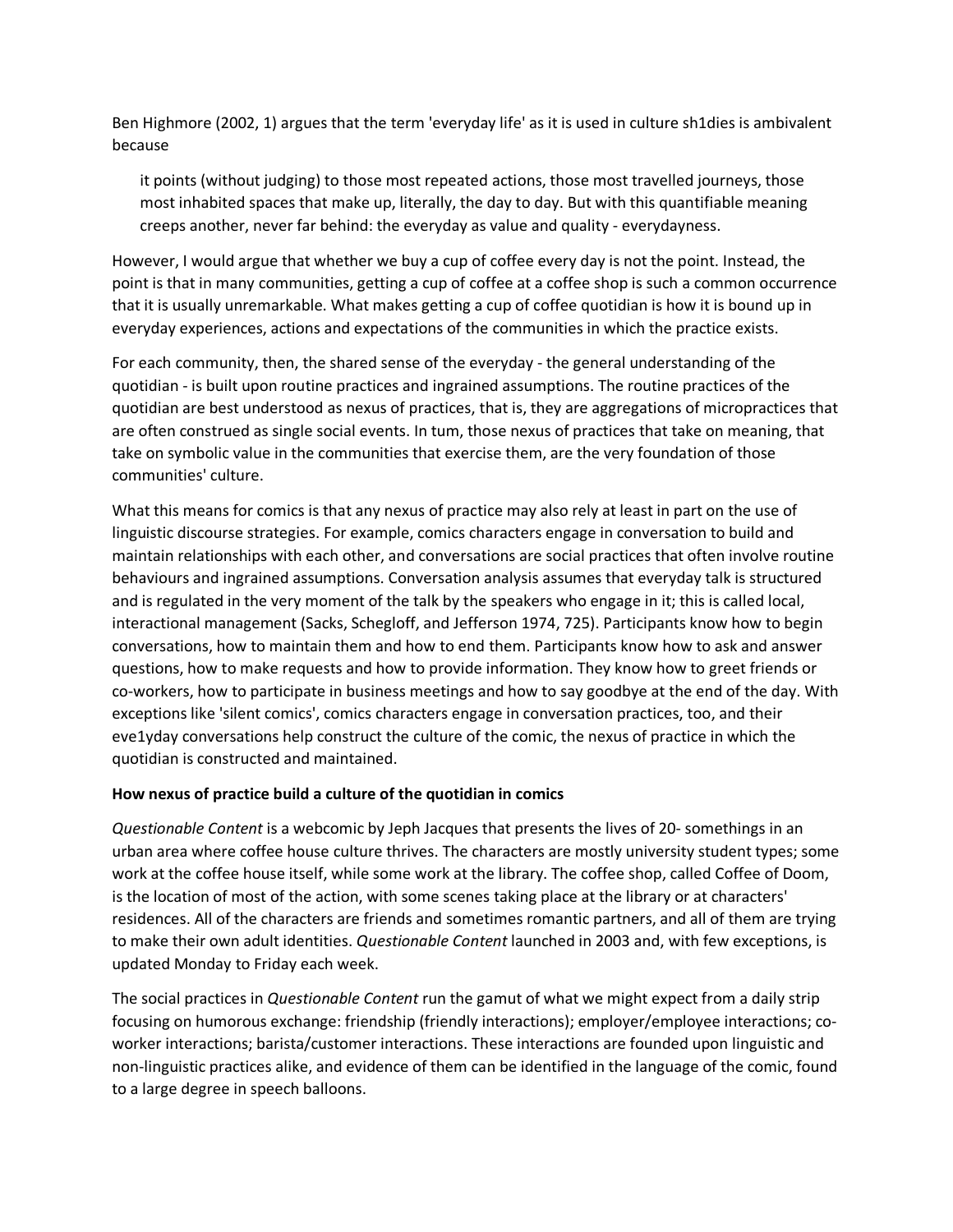Ben Highmore (2002, 1) argues that the term 'everyday life' as it is used in culture sh1dies is ambivalent because

> it points (without judging) to those most repeated actions, those most travelled journeys, those most inhabited spaces that make up, literally, the day to day. But with this quantifiable meaning creeps another, never far behind: the everyday as value and quality - everydayness.

However, I would argue that whether we buy a cup of coffee every day is not the point. Instead, the point is that in many communities, getting a cup of coffee at a coffee shop is such a common occurrence that it is usually unremarkable. What makes getting a cup of coffee quotidian is how it is bound up in everyday experiences, actions and expectations of the communities in which the practice exists.

For each community, then, the shared sense of the everyday - the general understanding of the quotidian - is built upon routine practices and ingrained assumptions. The routine practices of the quotidian are best understood as nexus of practices, that is, they are aggregations of micropractices that are often construed as single social events. In tum, those nexus of practices that take on meaning, that take on symbolic value in the communities that exercise them, are the very foundation of those communities' culture.

What this means for comics is that any nexus of practice may also rely at least in part on the use of linguistic discourse strategies. For example, comics characters engage in conversation to build and maintain relationships with each other, and conversations are social practices that often involve routine behaviours and ingrained assumptions. Conversation analysis assumes that everyday talk is structured and is regulated in the very moment of the talk by the speakers who engage in it; this is called local, interactional management (Sacks, Schegloff, and Jefferson 1974, 725). Participants know how to begin conversations, how to maintain them and how to end them. Participants know how to ask and answer questions, how to make requests and how to provide information. They know how to greet friends or co-workers, how to participate in business meetings and how to say goodbye at the end of the day. With exceptions like 'silent comics', comics characters engage in conversation practices, too, and their eve1yday conversations help construct the culture of the comic, the nexus of practice in which the quotidian is constructed and maintained.

**How nexus of practice build a culture of the quotidian in comics**

*Questionable Content* is a webcomic by Jeph Jacques that presents the lives of 20- somethings in an urban area where coffee house culture thrives. The characters are mostly university student types; some work at the coffee house itself, while some work at the library. The coffee shop, called Coffee of Doom, is the location of most of the action, with some scenes taking place at the library or at characters' residences. All of the characters are friends and sometimes romantic partners, and all of them are trying to make their own adult identities. *Questionable Content* launched in 2003 and, with few exceptions, is updated Monday to Friday each week.

The social practices in *Questionable Content* run the gamut of what we might expect from a daily strip focusing on humorous exchange: friendship (friendly interactions); employer/employee interactions; co-worker interactions; barista/customer interactions. These interactions are founded upon linguistic and non-linguistic practices alike, and evidence of them can be identified in the language of the comic, found to a large degree in speech balloons.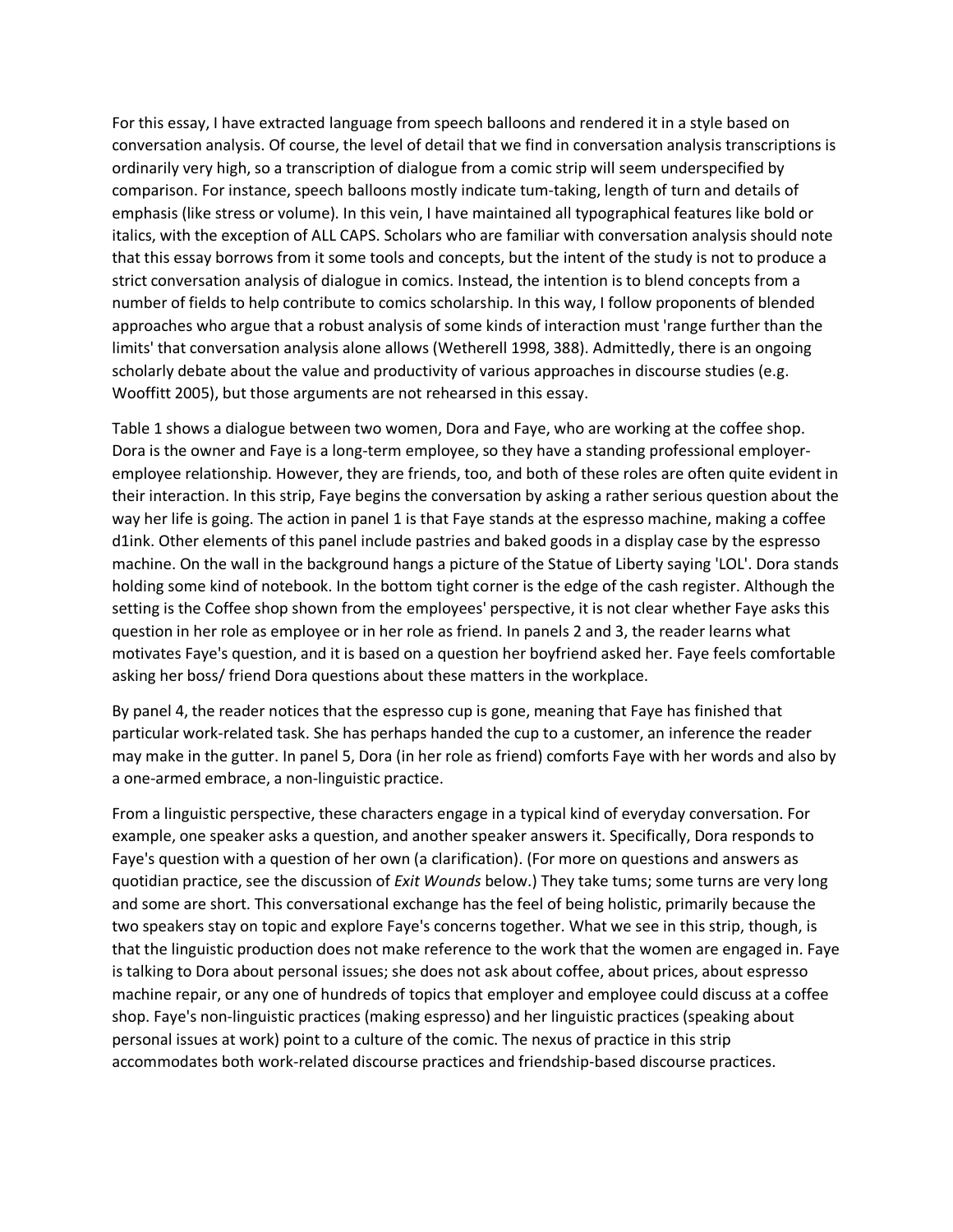For this essay, I have extracted language from speech balloons and rendered it in a style based on conversation analysis. Of course, the level of detail that we find in conversation analysis transcriptions is ordinarily very high, so a transcription of dialogue from a comic strip will seem underspecified by comparison. For instance, speech balloons mostly indicate tum-taking, length of turn and details of emphasis (like stress or volume). In this vein, I have maintained all typographical features like bold or italics, with the exception of ALL CAPS. Scholars who are familiar with conversation analysis should note that this essay borrows from it some tools and concepts, but the intent of the study is not to produce a strict conversation analysis of dialogue in comics. Instead, the intention is to blend concepts from a number of fields to help contribute to comics scholarship. In this way, I follow proponents of blended approaches who argue that a robust analysis of some kinds of interaction must 'range further than the limits' that conversation analysis alone allows (Wetherell 1998, 388). Admittedly, there is an ongoing scholarly debate about the value and productivity of various approaches in discourse studies (e.g. Wooffitt 2005), but those arguments are not rehearsed in this essay.

Table 1 shows a dialogue between two women, Dora and Faye, who are working at the coffee shop. Dora is the owner and Faye is a long-term employee, so they have a standing professional employer-employee relationship. However, they are friends, too, and both of these roles are often quite evident in their interaction. In this strip, Faye begins the conversation by asking a rather serious question about the way her life is going. The action in panel 1 is that Faye stands at the espresso machine, making a coffee d1ink. Other elements of this panel include pastries and baked goods in a display case by the espresso machine. On the wall in the background hangs a picture of the Statue of Liberty saying 'LOL'. Dora stands holding some kind of notebook. In the bottom tight corner is the edge of the cash register. Although the setting is the Coffee shop shown from the employees' perspective, it is not clear whether Faye asks this question in her role as employee or in her role as friend. In panels 2 and 3, the reader learns what motivates Faye's question, and it is based on a question her boyfriend asked her. Faye feels comfortable asking her boss/ friend Dora questions about these matters in the workplace.

By panel 4, the reader notices that the espresso cup is gone, meaning that Faye has finished that particular work-related task. She has perhaps handed the cup to a customer, an inference the reader may make in the gutter. In panel 5, Dora (in her role as friend) comforts Faye with her words and also by a one-armed embrace, a non-linguistic practice.

From a linguistic perspective, these characters engage in a typical kind of everyday conversation. For example, one speaker asks a question, and another speaker answers it. Specifically, Dora responds to Faye's question with a question of her own (a clarification). (For more on questions and answers as quotidian practice, see the discussion of *Exit Wounds* below.) They take tums; some turns are very long and some are short. This conversational exchange has the feel of being holistic, primarily because the two speakers stay on topic and explore Faye's concerns together. What we see in this strip, though, is that the linguistic production does not make reference to the work that the women are engaged in. Faye is talking to Dora about personal issues; she does not ask about coffee, about prices, about espresso machine repair, or any one of hundreds of topics that employer and employee could discuss at a coffee shop. Faye's non-linguistic practices (making espresso) and her linguistic practices (speaking about personal issues at work) point to a culture of the comic. The nexus of practice in this strip accommodates both work-related discourse practices and friendship-based discourse practices.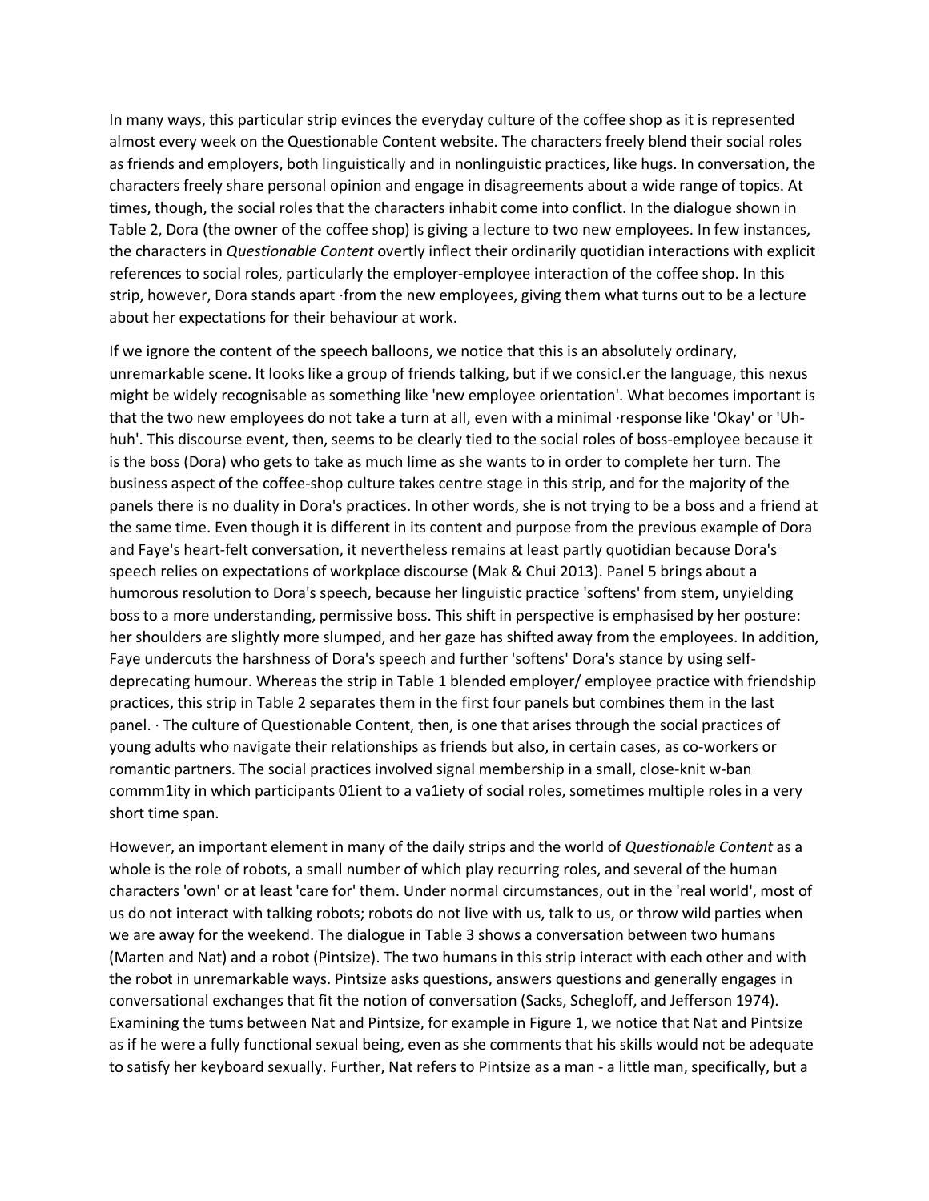In many ways, this particular strip evinces the everyday culture of the coffee shop as it is represented almost every week on the Questionable Content website. The characters freely blend their social roles as friends and employers, both linguistically and in nonlinguistic practices, like hugs. In conversation, the characters freely share personal opinion and engage in disagreements about a wide range of topics. At times, though, the social roles that the characters inhabit come into conflict. In the dialogue shown in Table 2, Dora (the owner of the coffee shop) is giving a lecture to two new employees. In few instances, the characters in *Questionable Content* overtly inflect their ordinarily quotidian interactions with explicit references to social roles, particularly the employer-employee interaction of the coffee shop. In this strip, however, Dora stands apart ·from the new employees, giving them what turns out to be a lecture about her expectations for their behaviour at work.

If we ignore the content of the speech balloons, we notice that this is an absolutely ordinary, unremarkable scene. It looks like a group of friends talking, but if we consicl.er the language, this nexus might be widely recognisable as something like 'new employee orientation'. What becomes important is that the two new employees do not take a turn at all, even with a minimal ·response like 'Okay' or 'Uh-huh'. This discourse event, then, seems to be clearly tied to the social roles of boss-employee because it is the boss (Dora) who gets to take as much lime as she wants to in order to complete her turn. The business aspect of the coffee-shop culture takes centre stage in this strip, and for the majority of the panels there is no duality in Dora's practices. In other words, she is not trying to be a boss and a friend at the same time. Even though it is different in its content and purpose from the previous example of Dora and Faye's heart-felt conversation, it nevertheless remains at least partly quotidian because Dora's speech relies on expectations of workplace discourse (Mak & Chui 2013). Panel 5 brings about a humorous resolution to Dora's speech, because her linguistic practice 'softens' from stem, unyielding boss to a more understanding, permissive boss. This shift in perspective is emphasised by her posture: her shoulders are slightly more slumped, and her gaze has shifted away from the employees. In addition, Faye undercuts the harshness of Dora's speech and further 'softens' Dora's stance by using self-deprecating humour. Whereas the strip in Table 1 blended employer/ employee practice with friendship practices, this strip in Table 2 separates them in the first four panels but combines them in the last panel. · The culture of Questionable Content, then, is one that arises through the social practices of young adults who navigate their relationships as friends but also, in certain cases, as co-workers or romantic partners. The social practices involved signal membership in a small, close-knit w-ban commm1ity in which participants 01ient to a va1iety of social roles, sometimes multiple roles in a very short time span.

However, an important element in many of the daily strips and the world of *Questionable Content* as a whole is the role of robots, a small number of which play recurring roles, and several of the human characters 'own' or at least 'care for' them. Under normal circumstances, out in the 'real world', most of us do not interact with talking robots; robots do not live with us, talk to us, or throw wild parties when we are away for the weekend. The dialogue in Table 3 shows a conversation between two humans (Marten and Nat) and a robot (Pintsize). The two humans in this strip interact with each other and with the robot in unremarkable ways. Pintsize asks questions, answers questions and generally engages in conversational exchanges that fit the notion of conversation (Sacks, Schegloff, and Jefferson 1974). Examining the tums between Nat and Pintsize, for example in Figure 1, we notice that Nat and Pintsize as if he were a fully functional sexual being, even as she comments that his skills would not be adequate to satisfy her keyboard sexually. Further, Nat refers to Pintsize as a man - a little man, specifically, but a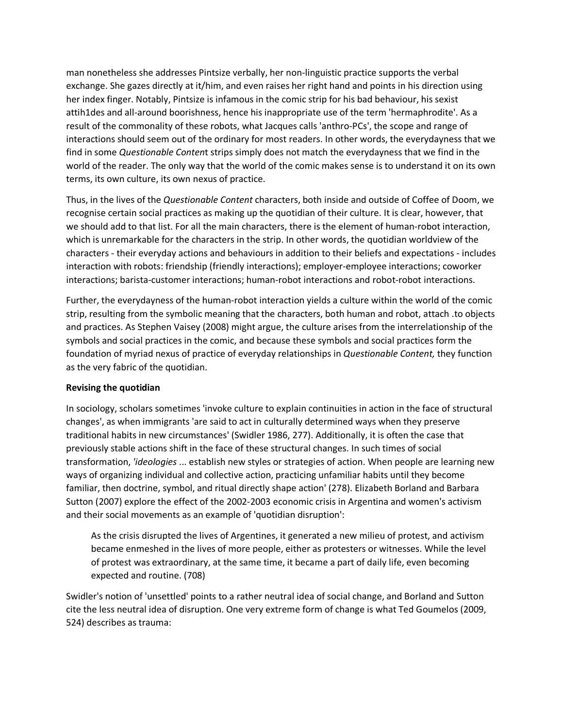man nonetheless she addresses Pintsize verbally, her non-linguistic practice supports the verbal exchange. She gazes directly at it/him, and even raises her right hand and points in his direction using her index finger. Notably, Pintsize is infamous in the comic strip for his bad behaviour, his sexist attih1des and all-around boorishness, hence his inappropriate use of the term 'hermaphrodite'. As a result of the commonality of these robots, what Jacques calls 'anthro-PCs', the scope and range of interactions should seem out of the ordinary for most readers. In other words, the everydayness that we find in some *Questionable Content* strips simply does not match the everydayness that we find in the world of the reader. The only way that the world of the comic makes sense is to understand it on its own terms, its own culture, its own nexus of practice.

Thus, in the lives of the *Questionable Content* characters, both inside and outside of Coffee of Doom, we recognise certain social practices as making up the quotidian of their culture. It is clear, however, that we should add to that list. For all the main characters, there is the element of human-robot interaction, which is unremarkable for the characters in the strip. In other words, the quotidian worldview of the characters - their everyday actions and behaviours in addition to their beliefs and expectations - includes interaction with robots: friendship (friendly interactions); employer-employee interactions; coworker interactions; barista-customer interactions; human-robot interactions and robot-robot interactions.

Further, the everydayness of the human-robot interaction yields a culture within the world of the comic strip, resulting from the symbolic meaning that the characters, both human and robot, attach .to objects and practices. As Stephen Vaisey (2008) might argue, the culture arises from the interrelationship of the symbols and social practices in the comic, and because these symbols and social practices form the foundation of myriad nexus of practice of everyday relationships in *Questionable Content,* they function as the very fabric of the quotidian.

**Revising the quotidian**

In sociology, scholars sometimes 'invoke culture to explain continuities in action in the face of structural changes', as when immigrants 'are said to act in culturally determined ways when they preserve traditional habits in new circumstances' (Swidler 1986, 277). Additionally, it is often the case that previously stable actions shift in the face of these structural changes. In such times of social transformation, '*ideologies* ... establish new styles or strategies of action. When people are learning new ways of organizing individual and collective action, practicing unfamiliar habits until they become familiar, then doctrine, symbol, and ritual directly shape action' (278). Elizabeth Borland and Barbara Sutton (2007) explore the effect of the 2002-2003 economic crisis in Argentina and women's activism and their social movements as an example of 'quotidian disruption':

> As the crisis disrupted the lives of Argentines, it generated a new milieu of protest, and activism became enmeshed in the lives of more people, either as protesters or witnesses. While the level of protest was extraordinary, at the same time, it became a part of daily life, even becoming expected and routine. (708)

Swidler's notion of 'unsettled' points to a rather neutral idea of social change, and Borland and Sutton cite the less neutral idea of disruption. One very extreme form of change is what Ted Goumelos (2009, 524) describes as trauma: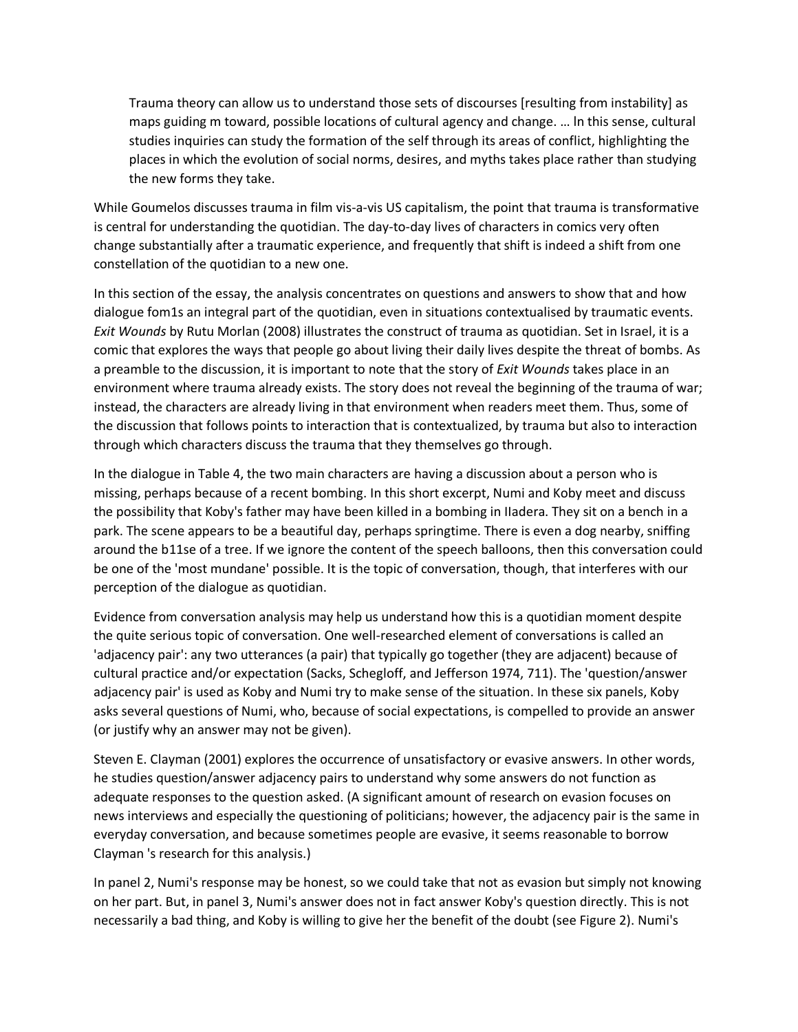> Trauma theory can allow us to understand those sets of discourses [resulting from instability] as maps guiding m toward, possible locations of cultural agency and change. … In this sense, cultural studies inquiries can study the formation of the self through its areas of conflict, highlighting the places in which the evolution of social norms, desires, and myths takes place rather than studying the new forms they take.

While Goumelos discusses trauma in film vis-a-vis US capitalism, the point that trauma is transformative is central for understanding the quotidian. The day-to-day lives of characters in comics very often change substantially after a traumatic experience, and frequently that shift is indeed a shift from one constellation of the quotidian to a new one.

In this section of the essay, the analysis concentrates on questions and answers to show that and how dialogue fom1s an integral part of the quotidian, even in situations contextualised by traumatic events. *Exit Wounds* by Rutu Morlan (2008) illustrates the construct of trauma as quotidian. Set in Israel, it is a comic that explores the ways that people go about living their daily lives despite the threat of bombs. As a preamble to the discussion, it is important to note that the story of *Exit Wounds* takes place in an environment where trauma already exists. The story does not reveal the beginning of the trauma of war; instead, the characters are already living in that environment when readers meet them. Thus, some of the discussion that follows points to interaction that is contextualized, by trauma but also to interaction through which characters discuss the trauma that they themselves go through.

In the dialogue in Table 4, the two main characters are having a discussion about a person who is missing, perhaps because of a recent bombing. In this short excerpt, Numi and Koby meet and discuss the possibility that Koby's father may have been killed in a bombing in IIadera. They sit on a bench in a park. The scene appears to be a beautiful day, perhaps springtime. There is even a dog nearby, sniffing around the b11se of a tree. If we ignore the content of the speech balloons, then this conversation could be one of the 'most mundane' possible. It is the topic of conversation, though, that interferes with our perception of the dialogue as quotidian.

Evidence from conversation analysis may help us understand how this is a quotidian moment despite the quite serious topic of conversation. One well-researched element of conversations is called an 'adjacency pair': any two utterances (a pair) that typically go together (they are adjacent) because of cultural practice and/or expectation (Sacks, Schegloff, and Jefferson 1974, 711). The 'question/answer adjacency pair' is used as Koby and Numi try to make sense of the situation. In these six panels, Koby asks several questions of Numi, who, because of social expectations, is compelled to provide an answer (or justify why an answer may not be given).

Steven E. Clayman (2001) explores the occurrence of unsatisfactory or evasive answers. In other words, he studies question/answer adjacency pairs to understand why some answers do not function as adequate responses to the question asked. (A significant amount of research on evasion focuses on news interviews and especially the questioning of politicians; however, the adjacency pair is the same in everyday conversation, and because sometimes people are evasive, it seems reasonable to borrow Clayman 's research for this analysis.)

In panel 2, Numi's response may be honest, so we could take that not as evasion but simply not knowing on her part. But, in panel 3, Numi's answer does not in fact answer Koby's question directly. This is not necessarily a bad thing, and Koby is willing to give her the benefit of the doubt (see Figure 2). Numi's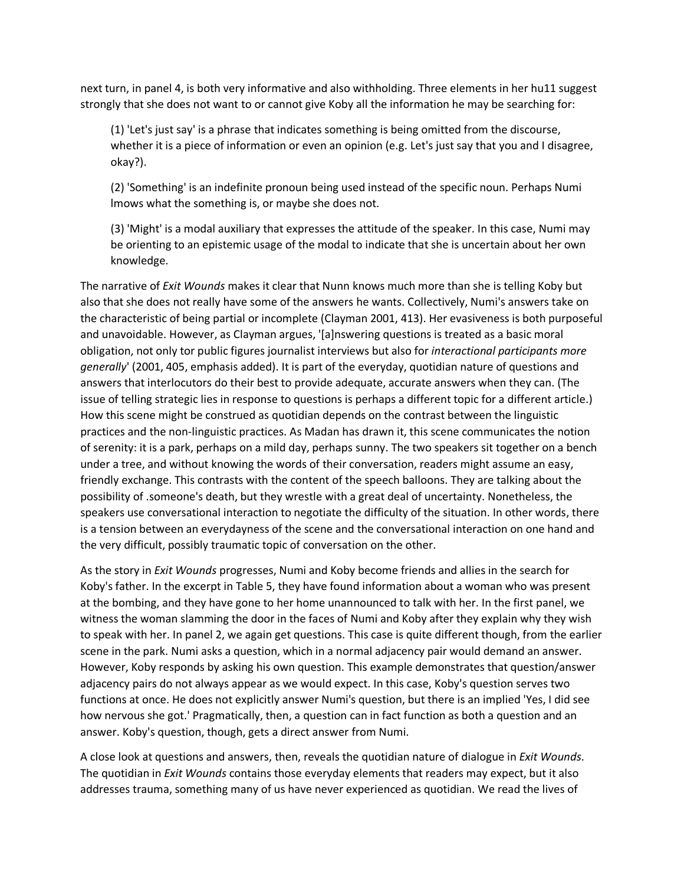next turn, in panel 4, is both very informative and also withholding. Three elements in her hu11 suggest strongly that she does not want to or cannot give Koby all the information he may be searching for:

> (1) 'Let's just say' is a phrase that indicates something is being omitted from the discourse, whether it is a piece of information or even an opinion (e.g. Let's just say that you and I disagree, okay?).
>
> (2) 'Something' is an indefinite pronoun being used instead of the specific noun. Perhaps Numi lmows what the something is, or maybe she does not.
>
> (3) 'Might' is a modal auxiliary that expresses the attitude of the speaker. In this case, Numi may be orienting to an epistemic usage of the modal to indicate that she is uncertain about her own knowledge.

The narrative of *Exit Wounds* makes it clear that Nunn knows much more than she is telling Koby but also that she does not really have some of the answers he wants. Collectively, Numi's answers take on the characteristic of being partial or incomplete (Clayman 2001, 413). Her evasiveness is both purposeful and unavoidable. However, as Clayman argues, '[a]nswering questions is treated as a basic moral obligation, not only tor public figures journalist interviews but also for *interactional participants more generally*' (2001, 405, emphasis added). It is part of the everyday, quotidian nature of questions and answers that interlocutors do their best to provide adequate, accurate answers when they can. (The issue of telling strategic lies in response to questions is perhaps a different topic for a different article.) How this scene might be construed as quotidian depends on the contrast between the linguistic practices and the non-linguistic practices. As Madan has drawn it, this scene communicates the notion of serenity: it is a park, perhaps on a mild day, perhaps sunny. The two speakers sit together on a bench under a tree, and without knowing the words of their conversation, readers might assume an easy, friendly exchange. This contrasts with the content of the speech balloons. They are talking about the possibility of .someone's death, but they wrestle with a great deal of uncertainty. Nonetheless, the speakers use conversational interaction to negotiate the difficulty of the situation. In other words, there is a tension between an everydayness of the scene and the conversational interaction on one hand and the very difficult, possibly traumatic topic of conversation on the other.

As the story in *Exit Wounds* progresses, Numi and Koby become friends and allies in the search for Koby's father. In the excerpt in Table 5, they have found information about a woman who was present at the bombing, and they have gone to her home unannounced to talk with her. In the first panel, we witness the woman slamming the door in the faces of Numi and Koby after they explain why they wish to speak with her. In panel 2, we again get questions. This case is quite different though, from the earlier scene in the park. Numi asks a question, which in a normal adjacency pair would demand an answer. However, Koby responds by asking his own question. This example demonstrates that question/answer adjacency pairs do not always appear as we would expect. In this case, Koby's question serves two functions at once. He does not explicitly answer Numi's question, but there is an implied 'Yes, I did see how nervous she got.' Pragmatically, then, a question can in fact function as both a question and an answer. Koby's question, though, gets a direct answer from Numi.

A close look at questions and answers, then, reveals the quotidian nature of dialogue in *Exit Wounds*. The quotidian in *Exit Wounds* contains those everyday elements that readers may expect, but it also addresses trauma, something many of us have never experienced as quotidian. We read the lives of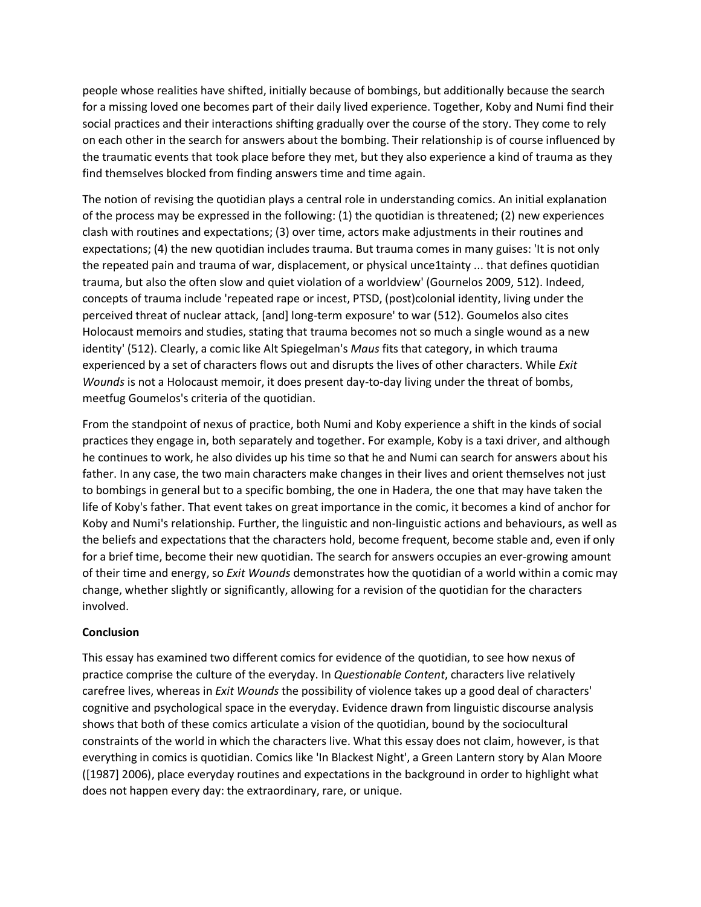people whose realities have shifted, initially because of bombings, but additionally because the search for a missing loved one becomes part of their daily lived experience. Together, Koby and Numi find their social practices and their interactions shifting gradually over the course of the story. They come to rely on each other in the search for answers about the bombing. Their relationship is of course influenced by the traumatic events that took place before they met, but they also experience a kind of trauma as they find themselves blocked from finding answers time and time again.

The notion of revising the quotidian plays a central role in understanding comics. An initial explanation of the process may be expressed in the following: (1) the quotidian is threatened; (2) new experiences clash with routines and expectations; (3) over time, actors make adjustments in their routines and expectations; (4) the new quotidian includes trauma. But trauma comes in many guises: 'It is not only the repeated pain and trauma of war, displacement, or physical unce1tainty ... that defines quotidian trauma, but also the often slow and quiet violation of a worldview' (Gournelos 2009, 512). Indeed, concepts of trauma include 'repeated rape or incest, PTSD, (post)colonial identity, living under the perceived threat of nuclear attack, [and] long-term exposure' to war (512). Goumelos also cites Holocaust memoirs and studies, stating that trauma becomes not so much a single wound as a new identity' (512). Clearly, a comic like Alt Spiegelman's *Maus* fits that category, in which trauma experienced by a set of characters flows out and disrupts the lives of other characters. While *Exit Wounds* is not a Holocaust memoir, it does present day-to-day living under the threat of bombs, meetfug Goumelos's criteria of the quotidian.

From the standpoint of nexus of practice, both Numi and Koby experience a shift in the kinds of social practices they engage in, both separately and together. For example, Koby is a taxi driver, and although he continues to work, he also divides up his time so that he and Numi can search for answers about his father. In any case, the two main characters make changes in their lives and orient themselves not just to bombings in general but to a specific bombing, the one in Hadera, the one that may have taken the life of Koby's father. That event takes on great importance in the comic, it becomes a kind of anchor for Koby and Numi's relationship. Further, the linguistic and non-linguistic actions and behaviours, as well as the beliefs and expectations that the characters hold, become frequent, become stable and, even if only for a brief time, become their new quotidian. The search for answers occupies an ever-growing amount of their time and energy, so *Exit Wounds* demonstrates how the quotidian of a world within a comic may change, whether slightly or significantly, allowing for a revision of the quotidian for the characters involved.

**Conclusion**

This essay has examined two different comics for evidence of the quotidian, to see how nexus of practice comprise the culture of the everyday. In *Questionable Content*, characters live relatively carefree lives, whereas in *Exit Wounds* the possibility of violence takes up a good deal of characters' cognitive and psychological space in the everyday. Evidence drawn from linguistic discourse analysis shows that both of these comics articulate a vision of the quotidian, bound by the sociocultural constraints of the world in which the characters live. What this essay does not claim, however, is that everything in comics is quotidian. Comics like 'In Blackest Night', a Green Lantern story by Alan Moore ([1987] 2006), place everyday routines and expectations in the background in order to highlight what does not happen every day: the extraordinary, rare, or unique.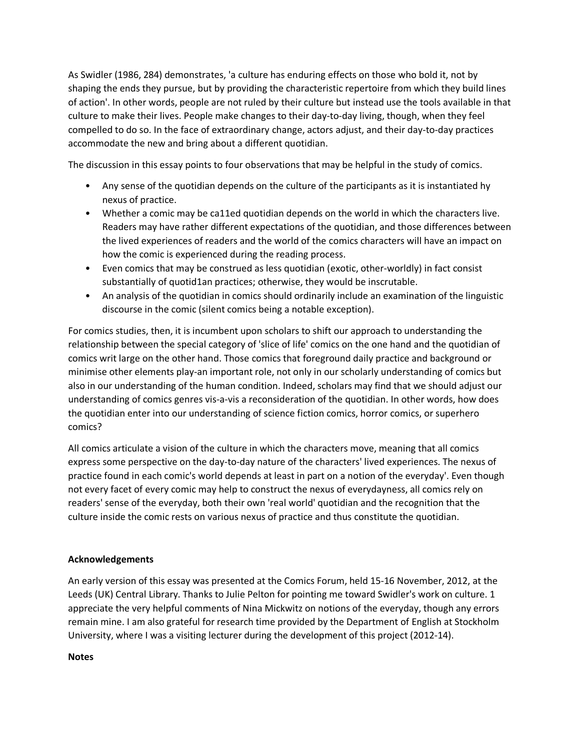As Swidler (1986, 284) demonstrates, 'a culture has enduring effects on those who bold it, not by shaping the ends they pursue, but by providing the characteristic repertoire from which they build lines of action'. In other words, people are not ruled by their culture but instead use the tools available in that culture to make their lives. People make changes to their day-to-day living, though, when they feel compelled to do so. In the face of extraordinary change, actors adjust, and their day-to-day practices accommodate the new and bring about a different quotidian.

The discussion in this essay points to four observations that may be helpful in the study of comics.

- Any sense of the quotidian depends on the culture of the participants as it is instantiated hy nexus of practice.
- Whether a comic may be ca11ed quotidian depends on the world in which the characters live. Readers may have rather different expectations of the quotidian, and those differences between the lived experiences of readers and the world of the comics characters will have an impact on how the comic is experienced during the reading process.
- Even comics that may be construed as less quotidian (exotic, other-worldly) in fact consist substantially of quotid1an practices; otherwise, they would be inscrutable.
- An analysis of the quotidian in comics should ordinarily include an examination of the linguistic discourse in the comic (silent comics being a notable exception).

For comics studies, then, it is incumbent upon scholars to shift our approach to understanding the relationship between the special category of 'slice of life' comics on the one hand and the quotidian of comics writ large on the other hand. Those comics that foreground daily practice and background or minimise other elements play-an important role, not only in our scholarly understanding of comics but also in our understanding of the human condition. Indeed, scholars may find that we should adjust our understanding of comics genres vis-a-vis a reconsideration of the quotidian. In other words, how does the quotidian enter into our understanding of science fiction comics, horror comics, or superhero comics?

All comics articulate a vision of the culture in which the characters move, meaning that all comics express some perspective on the day-to-day nature of the characters' lived experiences. The nexus of practice found in each comic's world depends at least in part on a notion of the everyday'. Even though not every facet of every comic may help to construct the nexus of everydayness, all comics rely on readers' sense of the everyday, both their own 'real world' quotidian and the recognition that the culture inside the comic rests on various nexus of practice and thus constitute the quotidian.

**Acknowledgements**

An early version of this essay was presented at the Comics Forum, held 15-16 November, 2012, at the Leeds (UK) Central Library. Thanks to Julie Pelton for pointing me toward Swidler's work on culture. 1 appreciate the very helpful comments of Nina Mickwitz on notions of the everyday, though any errors remain mine. I am also grateful for research time provided by the Department of English at Stockholm University, where I was a visiting lecturer during the development of this project (2012-14).

**Notes**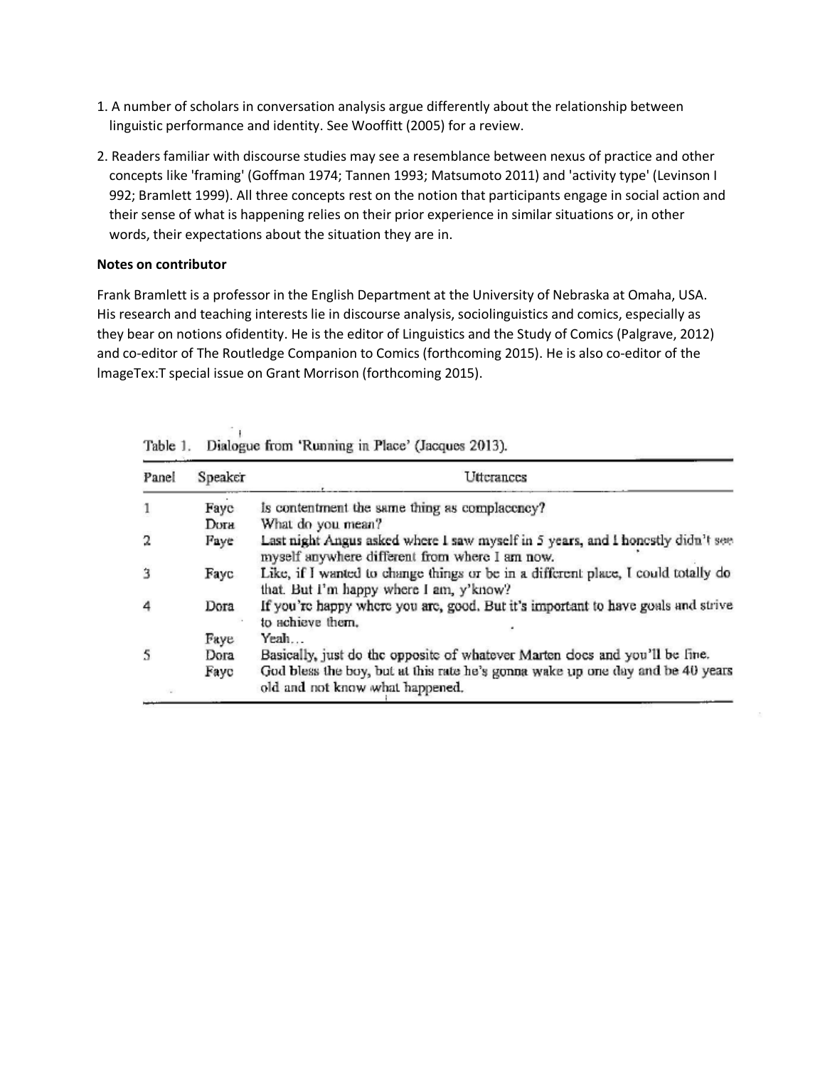1. A number of scholars in conversation analysis argue differently about the relationship between linguistic performance and identity. See Wooffitt (2005) for a review.

2. Readers familiar with discourse studies may see a resemblance between nexus of practice and other concepts like 'framing' (Goffman 1974; Tannen 1993; Matsumoto 2011) and 'activity type' (Levinson I 992; Bramlett 1999). All three concepts rest on the notion that participants engage in social action and their sense of what is happening relies on their prior experience in similar situations or, in other words, their expectations about the situation they are in.

**Notes on contributor**

Frank Bramlett is a professor in the English Department at the University of Nebraska at Omaha, USA. His research and teaching interests lie in discourse analysis, sociolinguistics and comics, especially as they bear on notions ofidentity. He is the editor of Linguistics and the Study of Comics (Palgrave, 2012) and co-editor of The Routledge Companion to Comics (forthcoming 2015). He is also co-editor of the lmageTex:T special issue on Grant Morrison (forthcoming 2015).

Table 1. Dialogue from 'Running in Place' (Jacques 2013).

| Panel | Speaker | Utterances |
|---|---|---|
| 1 | Faye | Is contentment the same thing as complacency? |
| | Dora | What do you mean? |
| 2 | Faye | Last night Angus asked where I saw myself in 5 years, and I honestly didn't see myself anywhere different from where I am now. |
| 3 | Faye | Like, if I wanted to change things or be in a different place, I could totally do that. But I'm happy where I am, y'know? |
| 4 | Dora | If you're happy where you are, good. But it's important to have goals and strive to achieve them. |
| | Faye | Yeah… |
| 5 | Dora | Basically, just do the opposite of whatever Marten does and you'll be fine. |
| | Faye | God bless the boy, but at this rate he's gonna wake up one day and be 40 years old and not know what happened. |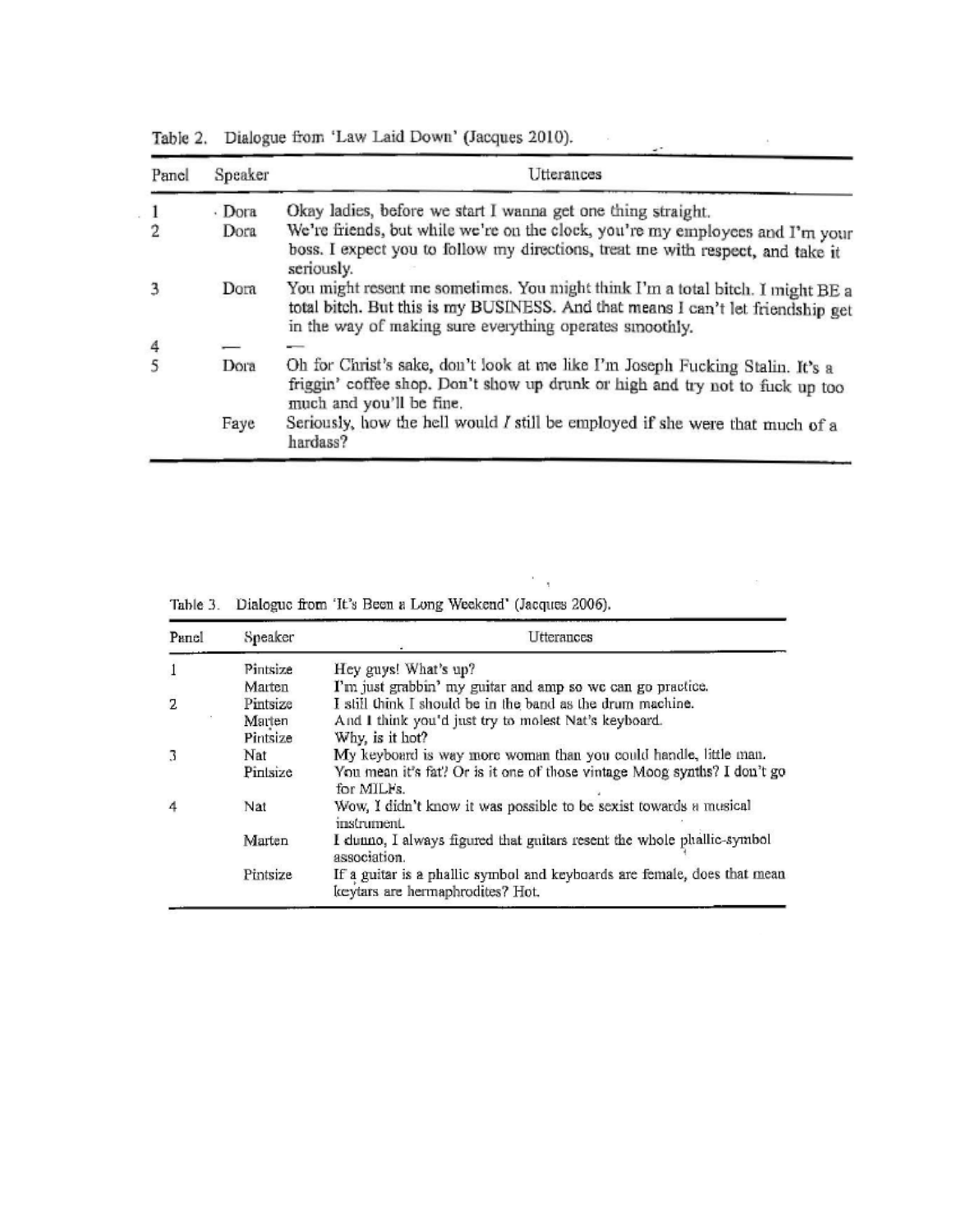Table 2. Dialogue from 'Law Laid Down' (Jacques 2010).

| Panel | Speaker | Utterances |
|---|---|---|
| 1 | Dora | Okay ladies, before we start I wanna get one thing straight. |
| 2 | Dora | We're friends, but while we're on the clock, you're my employees and I'm your boss. I expect you to follow my directions, treat me with respect, and take it seriously. |
| 3 | Dora | You might resent me sometimes. You might think I'm a total bitch. I might BE a total bitch. But this is my BUSINESS. And that means I can't let friendship get in the way of making sure everything operates smoothly. |
| 4 | — | — |
| 5 | Dora | Oh for Christ's sake, don't look at me like I'm Joseph Fucking Stalin. It's a friggin' coffee shop. Don't show up drunk or high and try not to fuck up too much and you'll be fine. |
| | Faye | Seriously, how the hell would *I* still be employed if she were that much of a hardass? |

Table 3. Dialogue from 'It's Been a Long Weekend' (Jacques 2006).

| Panel | Speaker | Utterances |
|---|---|---|
| 1 | Pintsize | Hey guys! What's up? |
| | Marten | I'm just grabbin' my guitar and amp so we can go practice. |
| 2 | Pintsize | I still think I should be in the band as the drum machine. |
| | Marten | And I think you'd just try to molest Nat's keyboard. |
| | Pintsize | Why, is it hot? |
| 3 | Nat | My keyboard is way more woman than you could handle, little man. |
| | Pintsize | You mean it's fat? Or is it one of those vintage Moog synths? I don't go for MILFs. |
| 4 | Nat | Wow, I didn't know it was possible to be sexist towards a musical instrument. |
| | Marten | I dunno, I always figured that guitars resent the whole phallic-symbol association. |
| | Pintsize | If a guitar is a phallic symbol and keyboards are female, does that mean keytars are hermaphrodites? Hot. |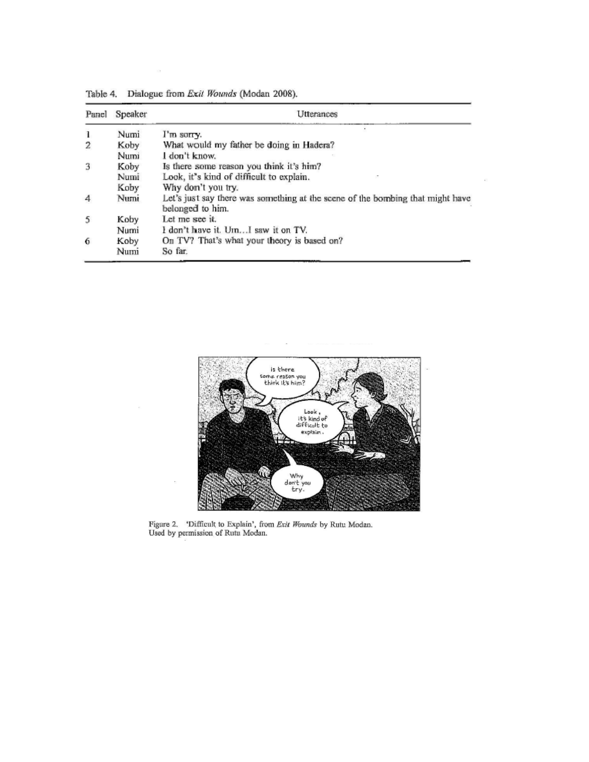Table 4. Dialogue from *Exit Wounds* (Modan 2008).

| Panel | Speaker | Utterances |
| --- | --- | --- |
| 1 | Numi | I'm sorry. |
| 2 | Koby | What would my father be doing in Hadera? |
| | Numi | I don't know. |
| 3 | Koby | Is there some reason you think it's him? |
| | Numi | Look, it's kind of difficult to explain. |
| | Koby | Why don't you try. |
| 4 | Numi | Let's just say there was something at the scene of the bombing that might have belonged to him. |
| 5 | Koby | Let me see it. |
| | Numi | I don't have it. Um…I saw it on TV. |
| 6 | Koby | On TV? That's what your theory is based on? |
| | Numi | So far. |

Figure 2. 'Difficult to Explain', from *Exit Wounds* by Rutu Modan.
Used by permission of Rutu Modan.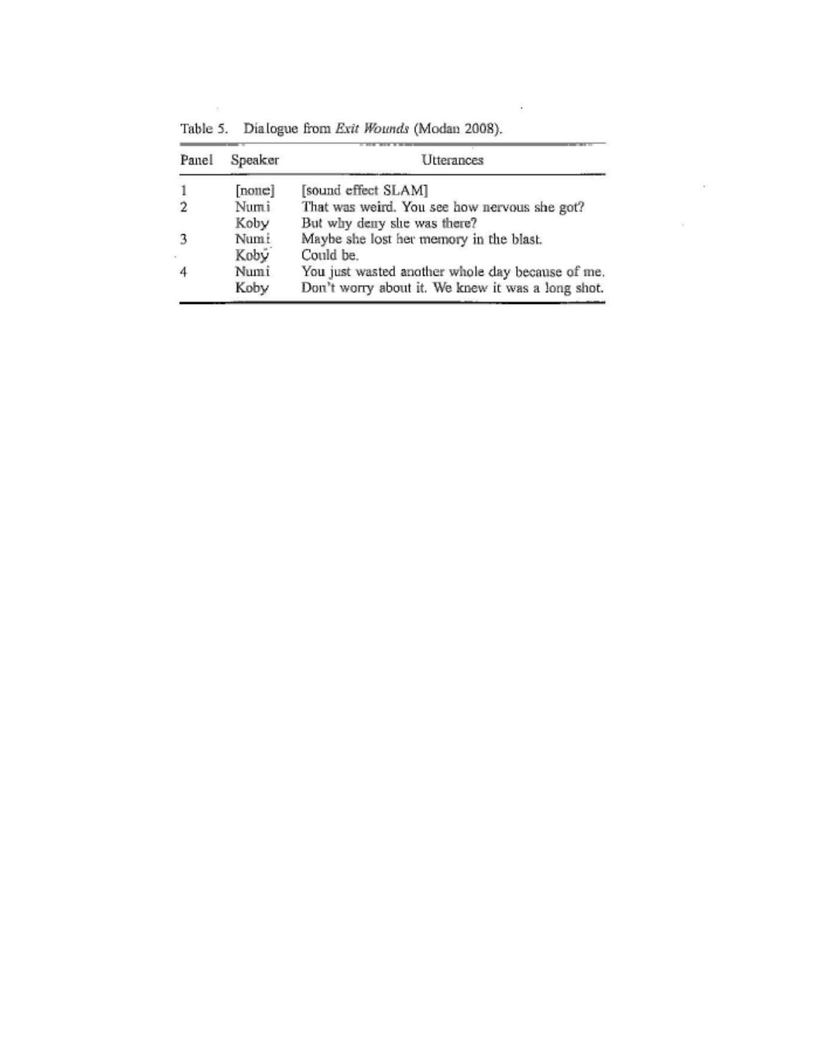Table 5. Dialogue from *Exit Wounds* (Modan 2008).

| Panel | Speaker | Utterances |
|---|---|---|
| 1 | [none] | [sound effect SLAM] |
| 2 | Numi | That was weird. You see how nervous she got? |
| | Koby | But why deny she was there? |
| 3 | Numi | Maybe she lost her memory in the blast. |
| | Koby | Could be. |
| 4 | Numi | You just wasted another whole day because of me. |
| | Koby | Don't worry about it. We knew it was a long shot. |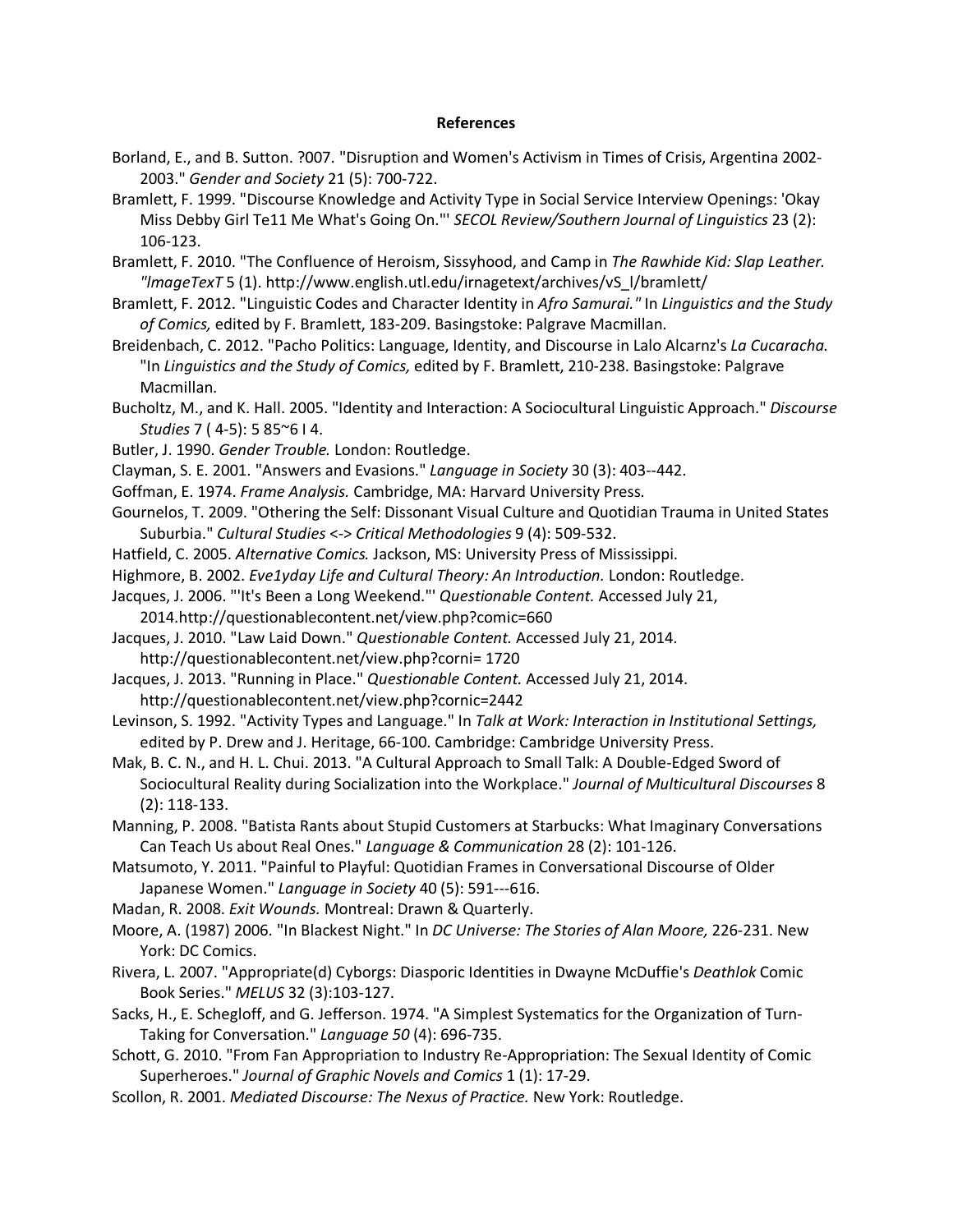**References**

Borland, E., and B. Sutton. ?007. "Disruption and Women's Activism in Times of Crisis, Argentina 2002-2003." *Gender and Society* 21 (5): 700-722.

Bramlett, F. 1999. "Discourse Knowledge and Activity Type in Social Service Interview Openings: 'Okay Miss Debby Girl Te11 Me What's Going On."' *SECOL Review/Southern Journal of Linguistics* 23 (2): 106-123.

Bramlett, F. 2010. "The Confluence of Heroism, Sissyhood, and Camp in *The Rawhide Kid: Slap Leather. "lmageTexT* 5 (1). http://www.english.utl.edu/irnagetext/archives/vS_l/bramlett/

Bramlett, F. 2012. "Linguistic Codes and Character Identity in *Afro Samurai."* In *Linguistics and the Study of Comics,* edited by F. Bramlett, 183-209. Basingstoke: Palgrave Macmillan.

Breidenbach, C. 2012. "Pacho Politics: Language, Identity, and Discourse in Lalo Alcarnz's *La Cucaracha.* "In *Linguistics and the Study of Comics,* edited by F. Bramlett, 210-238. Basingstoke: Palgrave Macmillan.

Bucholtz, M., and K. Hall. 2005. "Identity and Interaction: A Sociocultural Linguistic Approach." *Discourse Studies* 7 ( 4-5): 5 85~6 I 4.

Butler, J. 1990. *Gender Trouble.* London: Routledge.

Clayman, S. E. 2001. "Answers and Evasions." *Language in Society* 30 (3): 403--442.

Goffman, E. 1974. *Frame Analysis.* Cambridge, MA: Harvard University Press.

Gournelos, T. 2009. "Othering the Self: Dissonant Visual Culture and Quotidian Trauma in United States Suburbia." *Cultural Studies <-> Critical Methodologies* 9 (4): 509-532.

Hatfield, C. 2005. *Alternative Comics.* Jackson, MS: University Press of Mississippi.

Highmore, B. 2002. *Eve1yday Life and Cultural Theory: An Introduction.* London: Routledge.

Jacques, J. 2006. "'It's Been a Long Weekend."' *Questionable Content.* Accessed July 21, 2014.http://questionablecontent.net/view.php?comic=660

Jacques, J. 2010. "Law Laid Down." *Questionable Content.* Accessed July 21, 2014. http://questionablecontent.net/view.php?corni= 1720

Jacques, J. 2013. "Running in Place." *Questionable Content.* Accessed July 21, 2014. http://questionablecontent.net/view.php?cornic=2442

Levinson, S. 1992. "Activity Types and Language." In *Talk at Work: Interaction in Institutional Settings,* edited by P. Drew and J. Heritage, 66-100. Cambridge: Cambridge University Press.

Mak, B. C. N., and H. L. Chui. 2013. "A Cultural Approach to Small Talk: A Double-Edged Sword of Sociocultural Reality during Socialization into the Workplace." *Journal of Multicultural Discourses* 8 (2): 118-133.

Manning, P. 2008. "Batista Rants about Stupid Customers at Starbucks: What Imaginary Conversations Can Teach Us about Real Ones." *Language & Communication* 28 (2): 101-126.

Matsumoto, Y. 2011. "Painful to Playful: Quotidian Frames in Conversational Discourse of Older Japanese Women." *Language in Society* 40 (5): 591---616.

Madan, R. 2008. *Exit Wounds.* Montreal: Drawn & Quarterly.

Moore, A. (1987) 2006. "In Blackest Night." In *DC Universe: The Stories of Alan Moore,* 226-231. New York: DC Comics.

Rivera, L. 2007. "Appropriate(d) Cyborgs: Diasporic Identities in Dwayne McDuffie's *Deathlok* Comic Book Series." *MELUS* 32 (3):103-127.

Sacks, H., E. Schegloff, and G. Jefferson. 1974. "A Simplest Systematics for the Organization of Turn-Taking for Conversation." *Language 50* (4): 696-735.

Schott, G. 2010. "From Fan Appropriation to Industry Re-Appropriation: The Sexual Identity of Comic Superheroes." *Journal of Graphic Novels and Comics* 1 (1): 17-29.

Scollon, R. 2001. *Mediated Discourse: The Nexus of Practice.* New York: Routledge.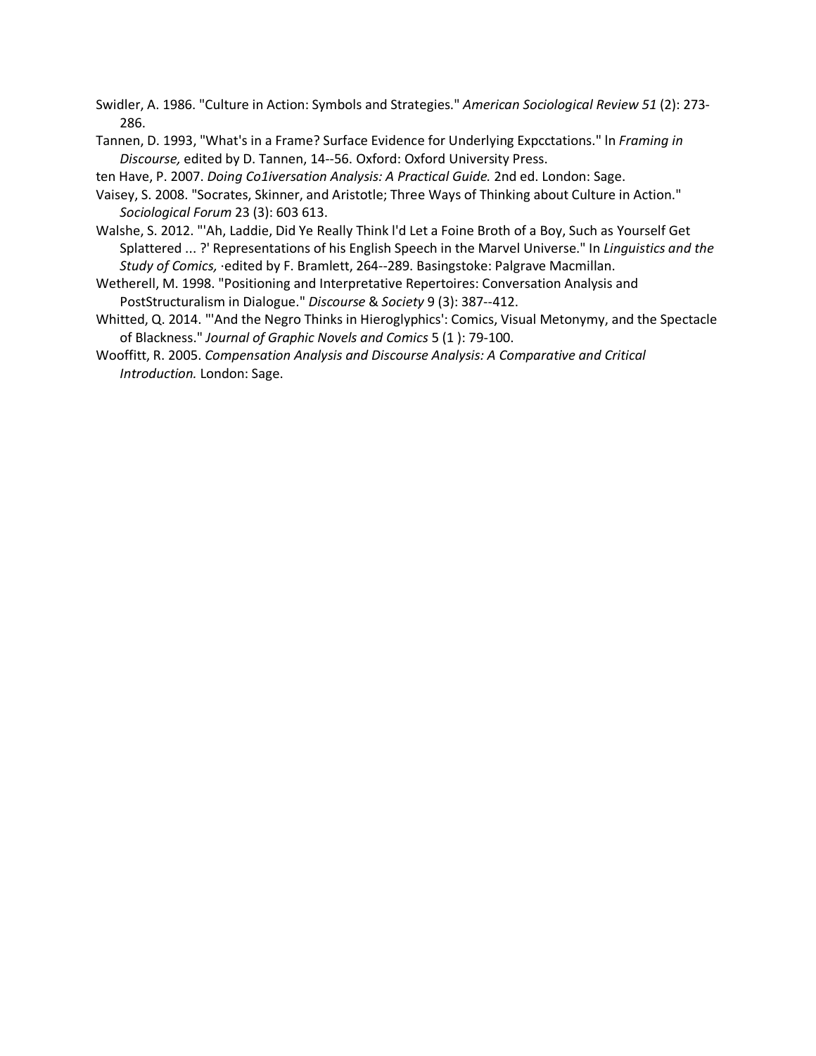Swidler, A. 1986. "Culture in Action: Symbols and Strategies." *American Sociological Review 51* (2): 273-286.

Tannen, D. 1993, "What's in a Frame? Surface Evidence for Underlying Expcctations." ln *Framing in Discourse,* edited by D. Tannen, 14--56. Oxford: Oxford University Press.

ten Have, P. 2007. *Doing Co1iversation Analysis: A Practical Guide.* 2nd ed. London: Sage.

Vaisey, S. 2008. "Socrates, Skinner, and Aristotle; Three Ways of Thinking about Culture in Action." *Sociological Forum* 23 (3): 603 613.

Walshe, S. 2012. "'Ah, Laddie, Did Ye Really Think l'd Let a Foine Broth of a Boy, Such as Yourself Get Splattered ... ?' Representations of his English Speech in the Marvel Universe." In *Linguistics and the Study of Comics,* ·edited by F. Bramlett, 264--289. Basingstoke: Palgrave Macmillan.

Wetherell, M. 1998. "Positioning and Interpretative Repertoires: Conversation Analysis and PostStructuralism in Dialogue." *Discourse* & *Society* 9 (3): 387--412.

Whitted, Q. 2014. "'And the Negro Thinks in Hieroglyphics': Comics, Visual Metonymy, and the Spectacle of Blackness." *Journal of Graphic Novels and Comics* 5 (1 ): 79-100.

Wooffitt, R. 2005. *Compensation Analysis and Discourse Analysis: A Comparative and Critical Introduction.* London: Sage.